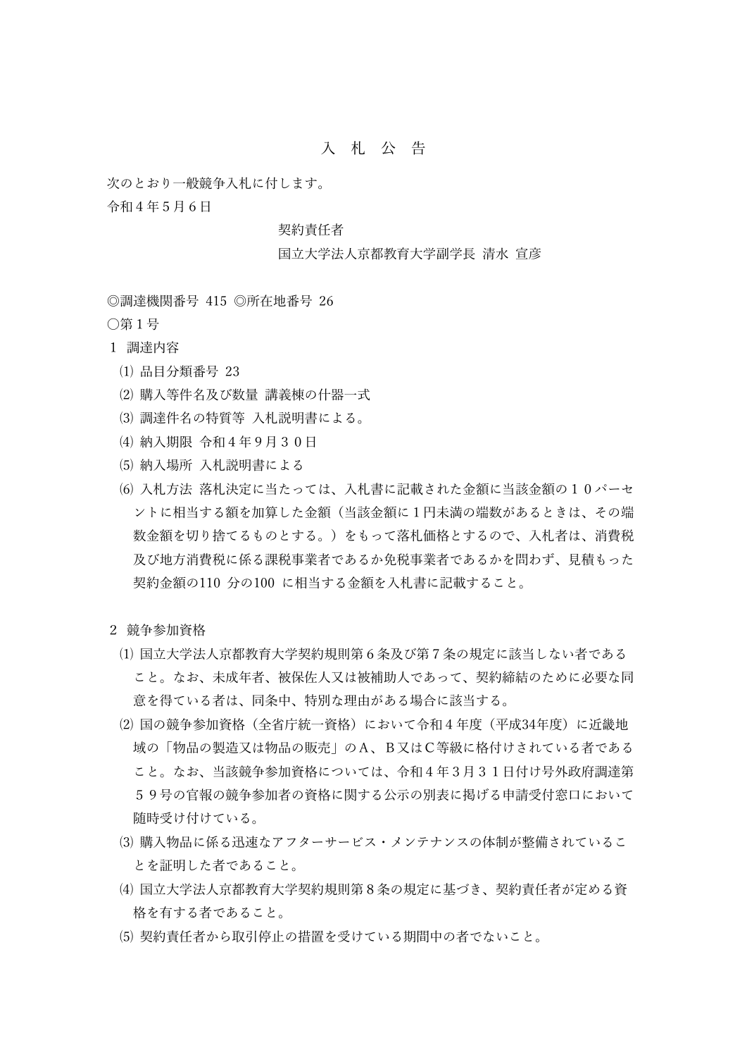# 入　札　公　告

次のとおり一般競争入札に付します。

令和４年５月６日

契約責任者
国立大学法人京都教育大学副学長 清水 宣彦

◎調達機関番号 415 ◎所在地番号 26

○第１号

１ 調達内容

⑴ 品目分類番号 23

⑵ 購入等件名及び数量 講義棟の什器一式

⑶ 調達件名の特質等 入札説明書による。

⑷ 納入期限 令和４年９月３０日

⑸ 納入場所 入札説明書による

⑹ 入札方法 落札決定に当たっては、入札書に記載された金額に当該金額の１０パーセントに相当する額を加算した金額（当該金額に１円未満の端数があるときは、その端数金額を切り捨てるものとする。）をもって落札価格とするので、入札者は、消費税及び地方消費税に係る課税事業者であるか免税事業者であるかを問わず、見積もった契約金額の110 分の100 に相当する金額を入札書に記載すること。

２ 競争参加資格

⑴ 国立大学法人京都教育大学契約規則第６条及び第７条の規定に該当しない者であること。なお、未成年者、被保佐人又は被補助人であって、契約締結のために必要な同意を得ている者は、同条中、特別な理由がある場合に該当する。

⑵ 国の競争参加資格（全省庁統一資格）において令和４年度（平成34年度）に近畿地域の「物品の製造又は物品の販売」のＡ、Ｂ又はＣ等級に格付けされている者であること。なお、当該競争参加資格については、令和４年３月３１日付け号外政府調達第５９号の官報の競争参加者の資格に関する公示の別表に掲げる申請受付窓口において随時受け付けている。

⑶ 購入物品に係る迅速なアフターサービス・メンテナンスの体制が整備されていることを証明した者であること。

⑷ 国立大学法人京都教育大学契約規則第８条の規定に基づき、契約責任者が定める資格を有する者であること。

⑸ 契約責任者から取引停止の措置を受けている期間中の者でないこと。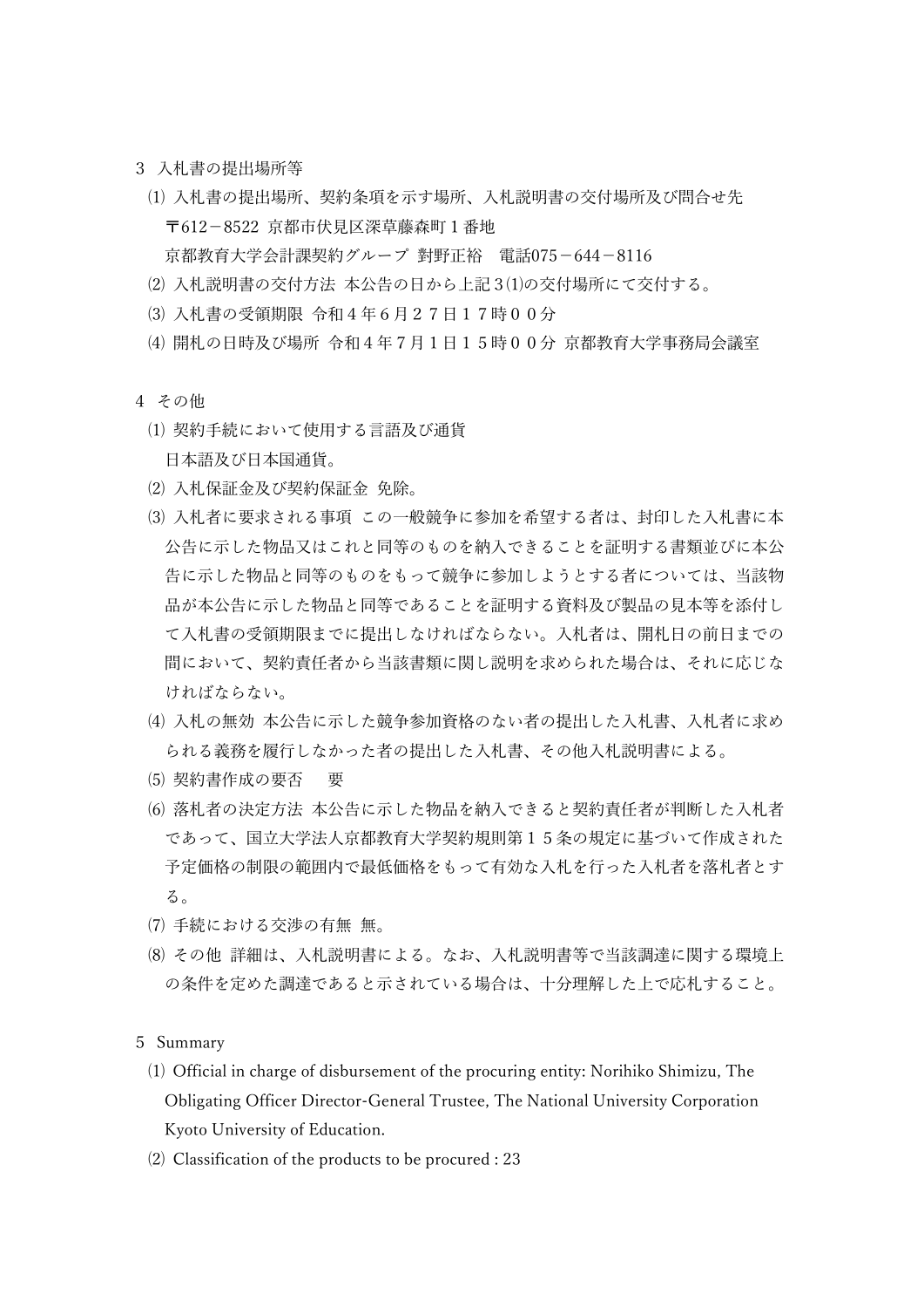3　入札書の提出場所等

⑴ 入札書の提出場所、契約条項を示す場所、入札説明書の交付場所及び問合せ先
〒612－8522 京都市伏見区深草藤森町１番地
京都教育大学会計課契約グループ 對野正裕　電話075－644－8116

⑵ 入札説明書の交付方法 本公告の日から上記３⑴の交付場所にて交付する。

⑶ 入札書の受領期限 令和４年６月２７日１７時００分

⑷ 開札の日時及び場所 令和４年７月１日１５時００分 京都教育大学事務局会議室

4　その他

⑴ 契約手続において使用する言語及び通貨
日本語及び日本国通貨。

⑵ 入札保証金及び契約保証金 免除。

⑶ 入札者に要求される事項 この一般競争に参加を希望する者は、封印した入札書に本公告に示した物品又はこれと同等のものを納入できることを証明する書類並びに本公告に示した物品と同等のものをもって競争に参加しようとする者については、当該物品が本公告に示した物品と同等であることを証明する資料及び製品の見本等を添付して入札書の受領期限までに提出しなければならない。入札者は、開札日の前日までの間において、契約責任者から当該書類に関し説明を求められた場合は、それに応じなければならない。

⑷ 入札の無効 本公告に示した競争参加資格のない者の提出した入札書、入札者に求められる義務を履行しなかった者の提出した入札書、その他入札説明書による。

⑸ 契約書作成の要否　要

⑹ 落札者の決定方法 本公告に示した物品を納入できると契約責任者が判断した入札者であって、国立大学法人京都教育大学契約規則第１５条の規定に基づいて作成された予定価格の制限の範囲内で最低価格をもって有効な入札を行った入札者を落札者とする。

⑺ 手続における交渉の有無 無。

⑻ その他 詳細は、入札説明書による。なお、入札説明書等で当該調達に関する環境上の条件を定めた調達であると示されている場合は、十分理解した上で応札すること。

5　Summary

⑴ Official in charge of disbursement of the procuring entity: Norihiko Shimizu, The Obligating Officer Director-General Trustee, The National University Corporation Kyoto University of Education.

⑵ Classification of the products to be procured : 23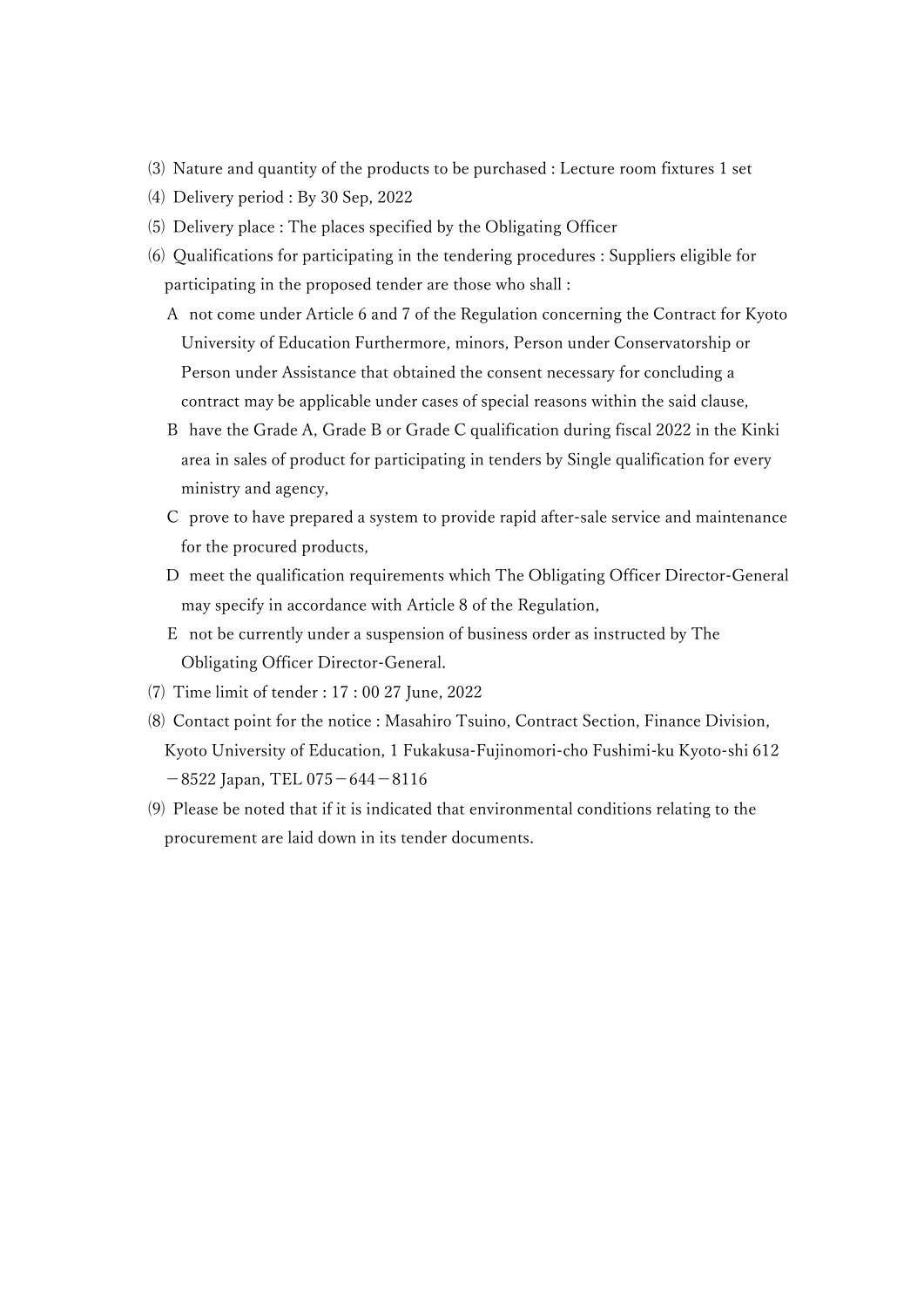⑶ Nature and quantity of the products to be purchased : Lecture room fixtures 1 set

⑷ Delivery period : By 30 Sep, 2022

⑸ Delivery place : The places specified by the Obligating Officer

⑹ Qualifications for participating in the tendering procedures : Suppliers eligible for participating in the proposed tender are those who shall :

A not come under Article 6 and 7 of the Regulation concerning the Contract for Kyoto University of Education Furthermore, minors, Person under Conservatorship or Person under Assistance that obtained the consent necessary for concluding a contract may be applicable under cases of special reasons within the said clause,

B have the Grade A, Grade B or Grade C qualification during fiscal 2022 in the Kinki area in sales of product for participating in tenders by Single qualification for every ministry and agency,

C prove to have prepared a system to provide rapid after-sale service and maintenance for the procured products,

D meet the qualification requirements which The Obligating Officer Director-General may specify in accordance with Article 8 of the Regulation,

E not be currently under a suspension of business order as instructed by The Obligating Officer Director-General.

⑺ Time limit of tender : 17 : 00 27 June, 2022

⑻ Contact point for the notice : Masahiro Tsuino, Contract Section, Finance Division, Kyoto University of Education, 1 Fukakusa-Fujinomori-cho Fushimi-ku Kyoto-shi 612－8522 Japan, TEL 075－644－8116

⑼ Please be noted that if it is indicated that environmental conditions relating to the procurement are laid down in its tender documents.